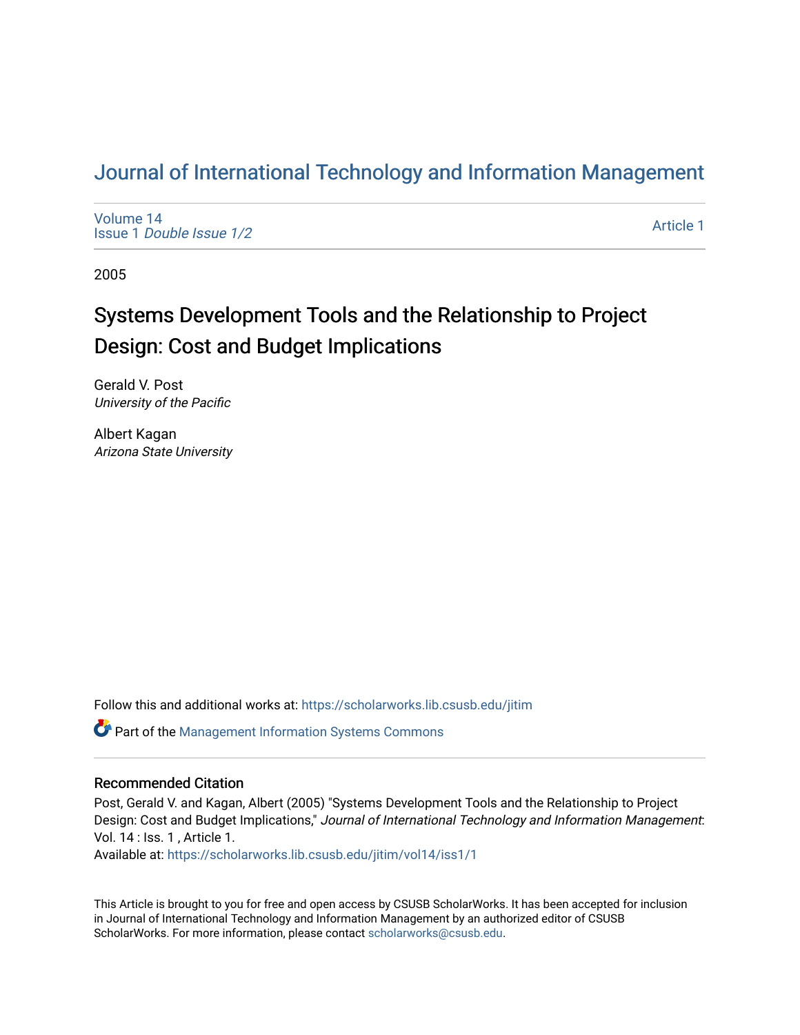# Journal of International Technology and Information Management

Volume 14
Issue 1 *Double Issue 1/2*

Article 1

2005

## Systems Development Tools and the Relationship to Project Design: Cost and Budget Implications

Gerald V. Post
*University of the Pacific*

Albert Kagan
*Arizona State University*

Follow this and additional works at: https://scholarworks.lib.csusb.edu/jitim

Part of the Management Information Systems Commons

### Recommended Citation

Post, Gerald V. and Kagan, Albert (2005) "Systems Development Tools and the Relationship to Project Design: Cost and Budget Implications," *Journal of International Technology and Information Management*: Vol. 14 : Iss. 1 , Article 1.
Available at: https://scholarworks.lib.csusb.edu/jitim/vol14/iss1/1

This Article is brought to you for free and open access by CSUSB ScholarWorks. It has been accepted for inclusion in Journal of International Technology and Information Management by an authorized editor of CSUSB ScholarWorks. For more information, please contact scholarworks@csusb.edu.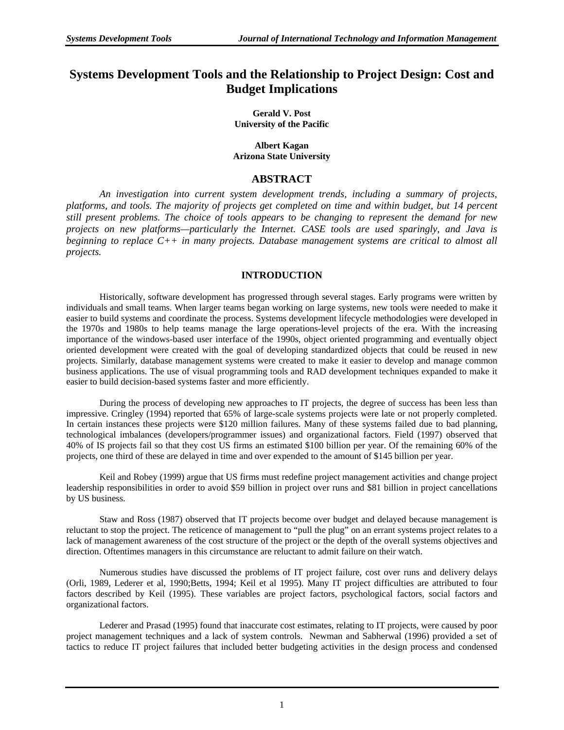# Systems Development Tools and the Relationship to Project Design: Cost and Budget Implications

**Gerald V. Post**
**University of the Pacific**

**Albert Kagan**
**Arizona State University**

## ABSTRACT

*An investigation into current system development trends, including a summary of projects, platforms, and tools. The majority of projects get completed on time and within budget, but 14 percent still present problems. The choice of tools appears to be changing to represent the demand for new projects on new platforms—particularly the Internet. CASE tools are used sparingly, and Java is beginning to replace C++ in many projects. Database management systems are critical to almost all projects.*

## INTRODUCTION

Historically, software development has progressed through several stages. Early programs were written by individuals and small teams. When larger teams began working on large systems, new tools were needed to make it easier to build systems and coordinate the process. Systems development lifecycle methodologies were developed in the 1970s and 1980s to help teams manage the large operations-level projects of the era. With the increasing importance of the windows-based user interface of the 1990s, object oriented programming and eventually object oriented development were created with the goal of developing standardized objects that could be reused in new projects. Similarly, database management systems were created to make it easier to develop and manage common business applications. The use of visual programming tools and RAD development techniques expanded to make it easier to build decision-based systems faster and more efficiently.

During the process of developing new approaches to IT projects, the degree of success has been less than impressive. Cringley (1994) reported that 65% of large-scale systems projects were late or not properly completed. In certain instances these projects were $120 million failures. Many of these systems failed due to bad planning, technological imbalances (developers/programmer issues) and organizational factors. Field (1997) observed that 40% of IS projects fail so that they cost US firms an estimated $100 billion per year. Of the remaining 60% of the projects, one third of these are delayed in time and over expended to the amount of $145 billion per year.

Keil and Robey (1999) argue that US firms must redefine project management activities and change project leadership responsibilities in order to avoid $59 billion in project over runs and $81 billion in project cancellations by US business.

Staw and Ross (1987) observed that IT projects become over budget and delayed because management is reluctant to stop the project. The reticence of management to "pull the plug" on an errant systems project relates to a lack of management awareness of the cost structure of the project or the depth of the overall systems objectives and direction. Oftentimes managers in this circumstance are reluctant to admit failure on their watch.

Numerous studies have discussed the problems of IT project failure, cost over runs and delivery delays (Orli, 1989, Lederer et al, 1990;Betts, 1994; Keil et al 1995). Many IT project difficulties are attributed to four factors described by Keil (1995). These variables are project factors, psychological factors, social factors and organizational factors.

Lederer and Prasad (1995) found that inaccurate cost estimates, relating to IT projects, were caused by poor project management techniques and a lack of system controls. Newman and Sabherwal (1996) provided a set of tactics to reduce IT project failures that included better budgeting activities in the design process and condensed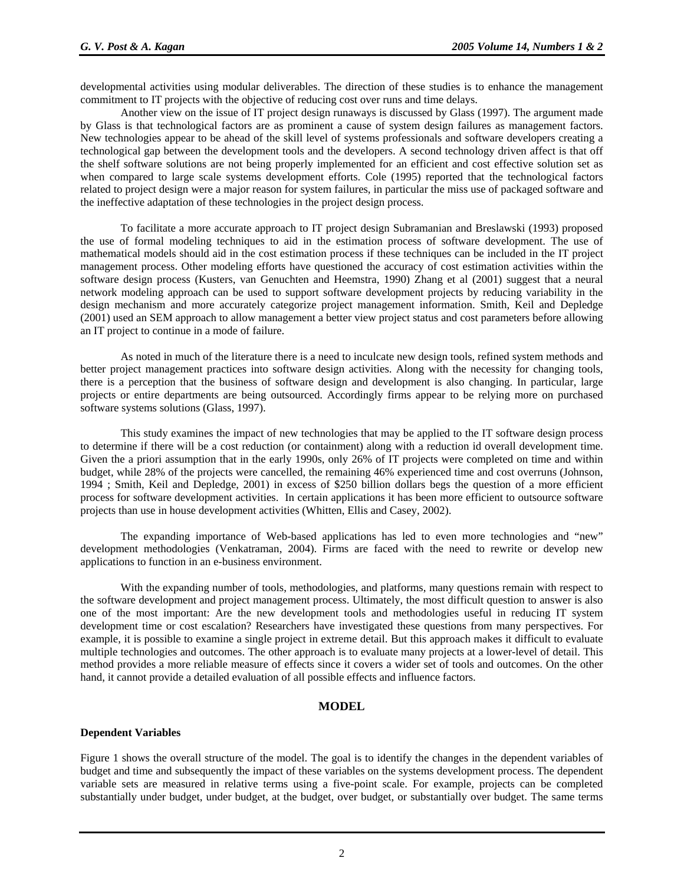developmental activities using modular deliverables. The direction of these studies is to enhance the management commitment to IT projects with the objective of reducing cost over runs and time delays.

Another view on the issue of IT project design runaways is discussed by Glass (1997). The argument made by Glass is that technological factors are as prominent a cause of system design failures as management factors. New technologies appear to be ahead of the skill level of systems professionals and software developers creating a technological gap between the development tools and the developers. A second technology driven affect is that off the shelf software solutions are not being properly implemented for an efficient and cost effective solution set as when compared to large scale systems development efforts. Cole (1995) reported that the technological factors related to project design were a major reason for system failures, in particular the miss use of packaged software and the ineffective adaptation of these technologies in the project design process.

To facilitate a more accurate approach to IT project design Subramanian and Breslawski (1993) proposed the use of formal modeling techniques to aid in the estimation process of software development. The use of mathematical models should aid in the cost estimation process if these techniques can be included in the IT project management process. Other modeling efforts have questioned the accuracy of cost estimation activities within the software design process (Kusters, van Genuchten and Heemstra, 1990) Zhang et al (2001) suggest that a neural network modeling approach can be used to support software development projects by reducing variability in the design mechanism and more accurately categorize project management information. Smith, Keil and Depledge (2001) used an SEM approach to allow management a better view project status and cost parameters before allowing an IT project to continue in a mode of failure.

As noted in much of the literature there is a need to inculcate new design tools, refined system methods and better project management practices into software design activities. Along with the necessity for changing tools, there is a perception that the business of software design and development is also changing. In particular, large projects or entire departments are being outsourced. Accordingly firms appear to be relying more on purchased software systems solutions (Glass, 1997).

This study examines the impact of new technologies that may be applied to the IT software design process to determine if there will be a cost reduction (or containment) along with a reduction id overall development time. Given the a priori assumption that in the early 1990s, only 26% of IT projects were completed on time and within budget, while 28% of the projects were cancelled, the remaining 46% experienced time and cost overruns (Johnson, 1994 ; Smith, Keil and Depledge, 2001) in excess of $250 billion dollars begs the question of a more efficient process for software development activities. In certain applications it has been more efficient to outsource software projects than use in house development activities (Whitten, Ellis and Casey, 2002).

The expanding importance of Web-based applications has led to even more technologies and "new" development methodologies (Venkatraman, 2004). Firms are faced with the need to rewrite or develop new applications to function in an e-business environment.

With the expanding number of tools, methodologies, and platforms, many questions remain with respect to the software development and project management process. Ultimately, the most difficult question to answer is also one of the most important: Are the new development tools and methodologies useful in reducing IT system development time or cost escalation? Researchers have investigated these questions from many perspectives. For example, it is possible to examine a single project in extreme detail. But this approach makes it difficult to evaluate multiple technologies and outcomes. The other approach is to evaluate many projects at a lower-level of detail. This method provides a more reliable measure of effects since it covers a wider set of tools and outcomes. On the other hand, it cannot provide a detailed evaluation of all possible effects and influence factors.

## MODEL

### Dependent Variables

Figure 1 shows the overall structure of the model. The goal is to identify the changes in the dependent variables of budget and time and subsequently the impact of these variables on the systems development process. The dependent variable sets are measured in relative terms using a five-point scale. For example, projects can be completed substantially under budget, under budget, at the budget, over budget, or substantially over budget. The same terms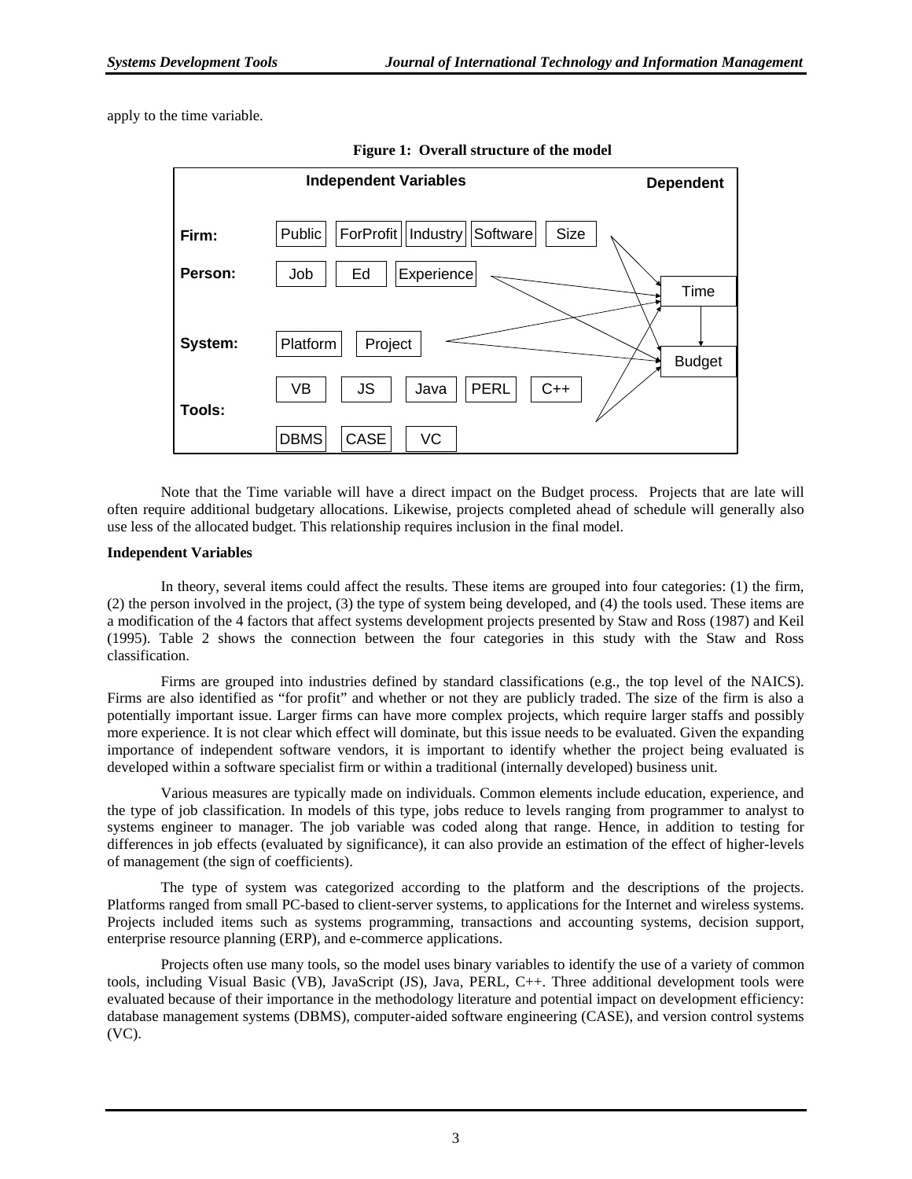apply to the time variable.

**Figure 1: Overall structure of the model**

| | Independent Variables | | | | | Dependent |
|---|---|---|---|---|---|---|
| **Firm:** | Public | ForProfit | Industry | Software | Size | |
| **Person:** | Job | Ed | Experience | | | Time |
| **System:** | Platform | Project | | | | Budget |
| **Tools:** | VB | JS | Java | PERL | C++ | |
| | DBMS | CASE | VC | | | |

Note that the Time variable will have a direct impact on the Budget process. Projects that are late will often require additional budgetary allocations. Likewise, projects completed ahead of schedule will generally also use less of the allocated budget. This relationship requires inclusion in the final model.

**Independent Variables**

In theory, several items could affect the results. These items are grouped into four categories: (1) the firm, (2) the person involved in the project, (3) the type of system being developed, and (4) the tools used. These items are a modification of the 4 factors that affect systems development projects presented by Staw and Ross (1987) and Keil (1995). Table 2 shows the connection between the four categories in this study with the Staw and Ross classification.

Firms are grouped into industries defined by standard classifications (e.g., the top level of the NAICS). Firms are also identified as "for profit" and whether or not they are publicly traded. The size of the firm is also a potentially important issue. Larger firms can have more complex projects, which require larger staffs and possibly more experience. It is not clear which effect will dominate, but this issue needs to be evaluated. Given the expanding importance of independent software vendors, it is important to identify whether the project being evaluated is developed within a software specialist firm or within a traditional (internally developed) business unit.

Various measures are typically made on individuals. Common elements include education, experience, and the type of job classification. In models of this type, jobs reduce to levels ranging from programmer to analyst to systems engineer to manager. The job variable was coded along that range. Hence, in addition to testing for differences in job effects (evaluated by significance), it can also provide an estimation of the effect of higher-levels of management (the sign of coefficients).

The type of system was categorized according to the platform and the descriptions of the projects. Platforms ranged from small PC-based to client-server systems, to applications for the Internet and wireless systems. Projects included items such as systems programming, transactions and accounting systems, decision support, enterprise resource planning (ERP), and e-commerce applications.

Projects often use many tools, so the model uses binary variables to identify the use of a variety of common tools, including Visual Basic (VB), JavaScript (JS), Java, PERL, C++. Three additional development tools were evaluated because of their importance in the methodology literature and potential impact on development efficiency: database management systems (DBMS), computer-aided software engineering (CASE), and version control systems (VC).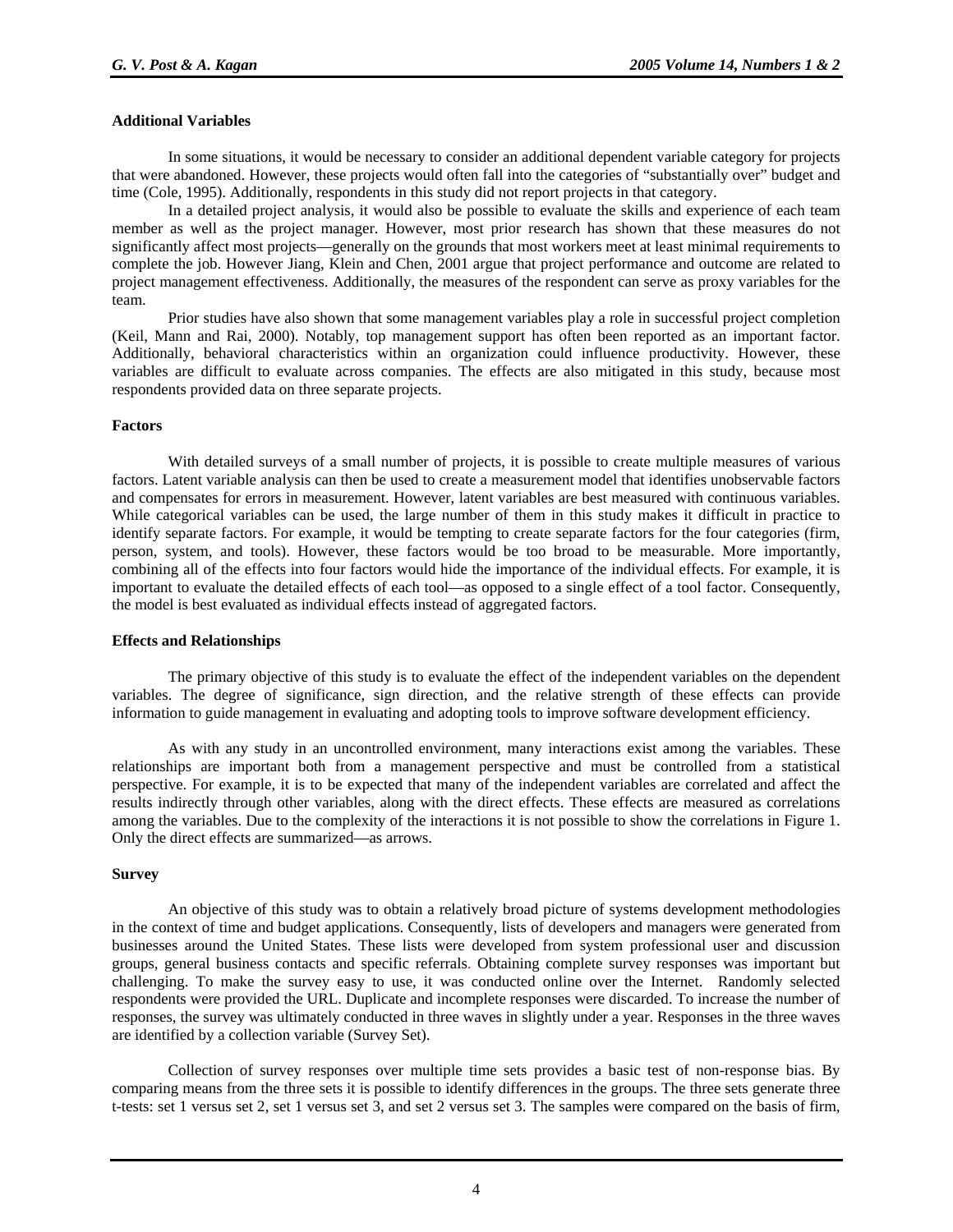### Additional Variables

In some situations, it would be necessary to consider an additional dependent variable category for projects that were abandoned. However, these projects would often fall into the categories of "substantially over" budget and time (Cole, 1995). Additionally, respondents in this study did not report projects in that category.

In a detailed project analysis, it would also be possible to evaluate the skills and experience of each team member as well as the project manager. However, most prior research has shown that these measures do not significantly affect most projects—generally on the grounds that most workers meet at least minimal requirements to complete the job. However Jiang, Klein and Chen, 2001 argue that project performance and outcome are related to project management effectiveness. Additionally, the measures of the respondent can serve as proxy variables for the team.

Prior studies have also shown that some management variables play a role in successful project completion (Keil, Mann and Rai, 2000). Notably, top management support has often been reported as an important factor. Additionally, behavioral characteristics within an organization could influence productivity. However, these variables are difficult to evaluate across companies. The effects are also mitigated in this study, because most respondents provided data on three separate projects.

### Factors

With detailed surveys of a small number of projects, it is possible to create multiple measures of various factors. Latent variable analysis can then be used to create a measurement model that identifies unobservable factors and compensates for errors in measurement. However, latent variables are best measured with continuous variables. While categorical variables can be used, the large number of them in this study makes it difficult in practice to identify separate factors. For example, it would be tempting to create separate factors for the four categories (firm, person, system, and tools). However, these factors would be too broad to be measurable. More importantly, combining all of the effects into four factors would hide the importance of the individual effects. For example, it is important to evaluate the detailed effects of each tool—as opposed to a single effect of a tool factor. Consequently, the model is best evaluated as individual effects instead of aggregated factors.

### Effects and Relationships

The primary objective of this study is to evaluate the effect of the independent variables on the dependent variables. The degree of significance, sign direction, and the relative strength of these effects can provide information to guide management in evaluating and adopting tools to improve software development efficiency.

As with any study in an uncontrolled environment, many interactions exist among the variables. These relationships are important both from a management perspective and must be controlled from a statistical perspective. For example, it is to be expected that many of the independent variables are correlated and affect the results indirectly through other variables, along with the direct effects. These effects are measured as correlations among the variables. Due to the complexity of the interactions it is not possible to show the correlations in Figure 1. Only the direct effects are summarized—as arrows.

### Survey

An objective of this study was to obtain a relatively broad picture of systems development methodologies in the context of time and budget applications. Consequently, lists of developers and managers were generated from businesses around the United States. These lists were developed from system professional user and discussion groups, general business contacts and specific referrals. Obtaining complete survey responses was important but challenging. To make the survey easy to use, it was conducted online over the Internet. Randomly selected respondents were provided the URL. Duplicate and incomplete responses were discarded. To increase the number of responses, the survey was ultimately conducted in three waves in slightly under a year. Responses in the three waves are identified by a collection variable (Survey Set).

Collection of survey responses over multiple time sets provides a basic test of non-response bias. By comparing means from the three sets it is possible to identify differences in the groups. The three sets generate three t-tests: set 1 versus set 2, set 1 versus set 3, and set 2 versus set 3. The samples were compared on the basis of firm,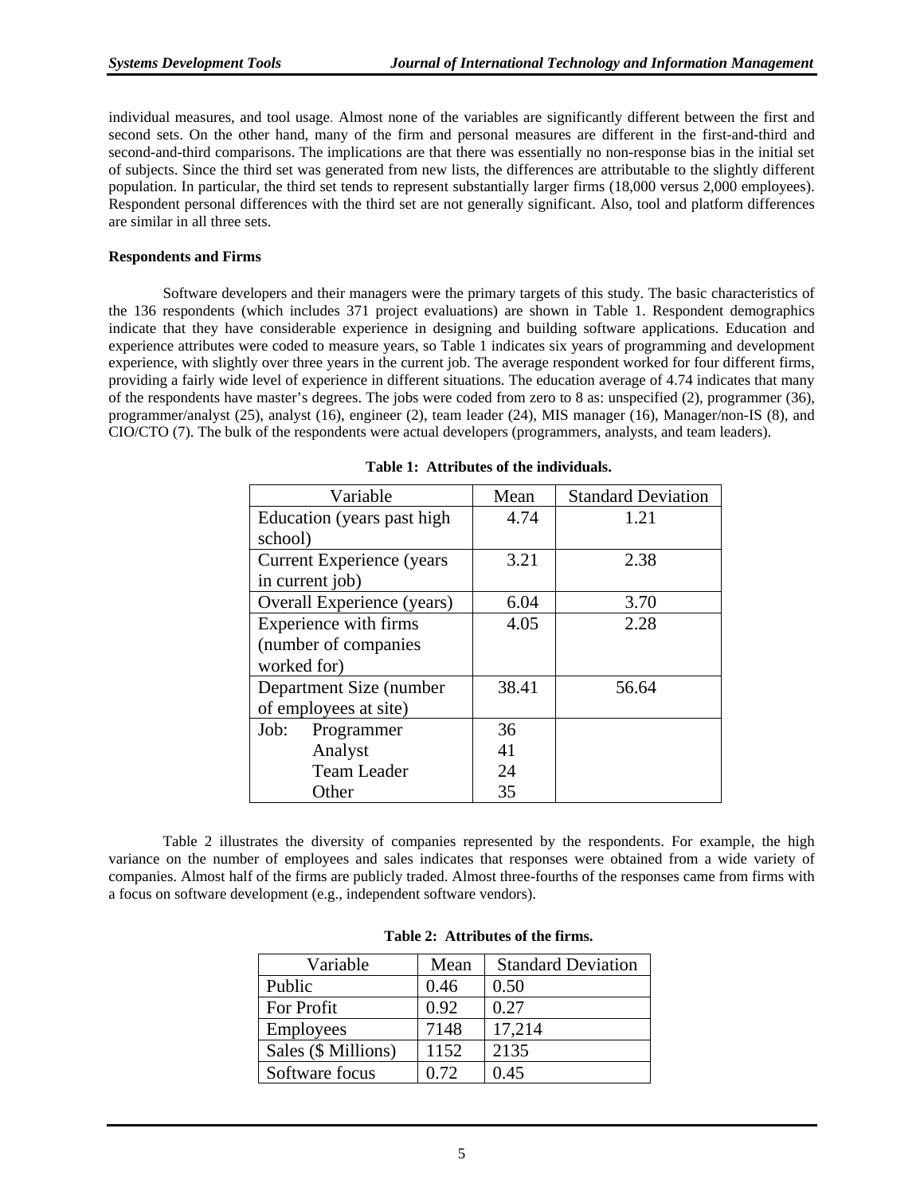individual measures, and tool usage. Almost none of the variables are significantly different between the first and second sets. On the other hand, many of the firm and personal measures are different in the first-and-third and second-and-third comparisons. The implications are that there was essentially no non-response bias in the initial set of subjects. Since the third set was generated from new lists, the differences are attributable to the slightly different population. In particular, the third set tends to represent substantially larger firms (18,000 versus 2,000 employees). Respondent personal differences with the third set are not generally significant. Also, tool and platform differences are similar in all three sets.

**Respondents and Firms**

Software developers and their managers were the primary targets of this study. The basic characteristics of the 136 respondents (which includes 371 project evaluations) are shown in Table 1. Respondent demographics indicate that they have considerable experience in designing and building software applications. Education and experience attributes were coded to measure years, so Table 1 indicates six years of programming and development experience, with slightly over three years in the current job. The average respondent worked for four different firms, providing a fairly wide level of experience in different situations. The education average of 4.74 indicates that many of the respondents have master's degrees. The jobs were coded from zero to 8 as: unspecified (2), programmer (36), programmer/analyst (25), analyst (16), engineer (2), team leader (24), MIS manager (16), Manager/non-IS (8), and CIO/CTO (7). The bulk of the respondents were actual developers (programmers, analysts, and team leaders).

**Table 1: Attributes of the individuals.**

| Variable | Mean | Standard Deviation |
|---|---|---|
| Education (years past high school) | 4.74 | 1.21 |
| Current Experience (years in current job) | 3.21 | 2.38 |
| Overall Experience (years) | 6.04 | 3.70 |
| Experience with firms (number of companies worked for) | 4.05 | 2.28 |
| Department Size (number of employees at site) | 38.41 | 56.64 |
| Job: Programmer | 36 | |
| Analyst | 41 | |
| Team Leader | 24 | |
| Other | 35 | |

Table 2 illustrates the diversity of companies represented by the respondents. For example, the high variance on the number of employees and sales indicates that responses were obtained from a wide variety of companies. Almost half of the firms are publicly traded. Almost three-fourths of the responses came from firms with a focus on software development (e.g., independent software vendors).

**Table 2: Attributes of the firms.**

| Variable | Mean | Standard Deviation |
|---|---|---|
| Public | 0.46 | 0.50 |
| For Profit | 0.92 | 0.27 |
| Employees | 7148 | 17,214 |
| Sales ($ Millions) | 1152 | 2135 |
| Software focus | 0.72 | 0.45 |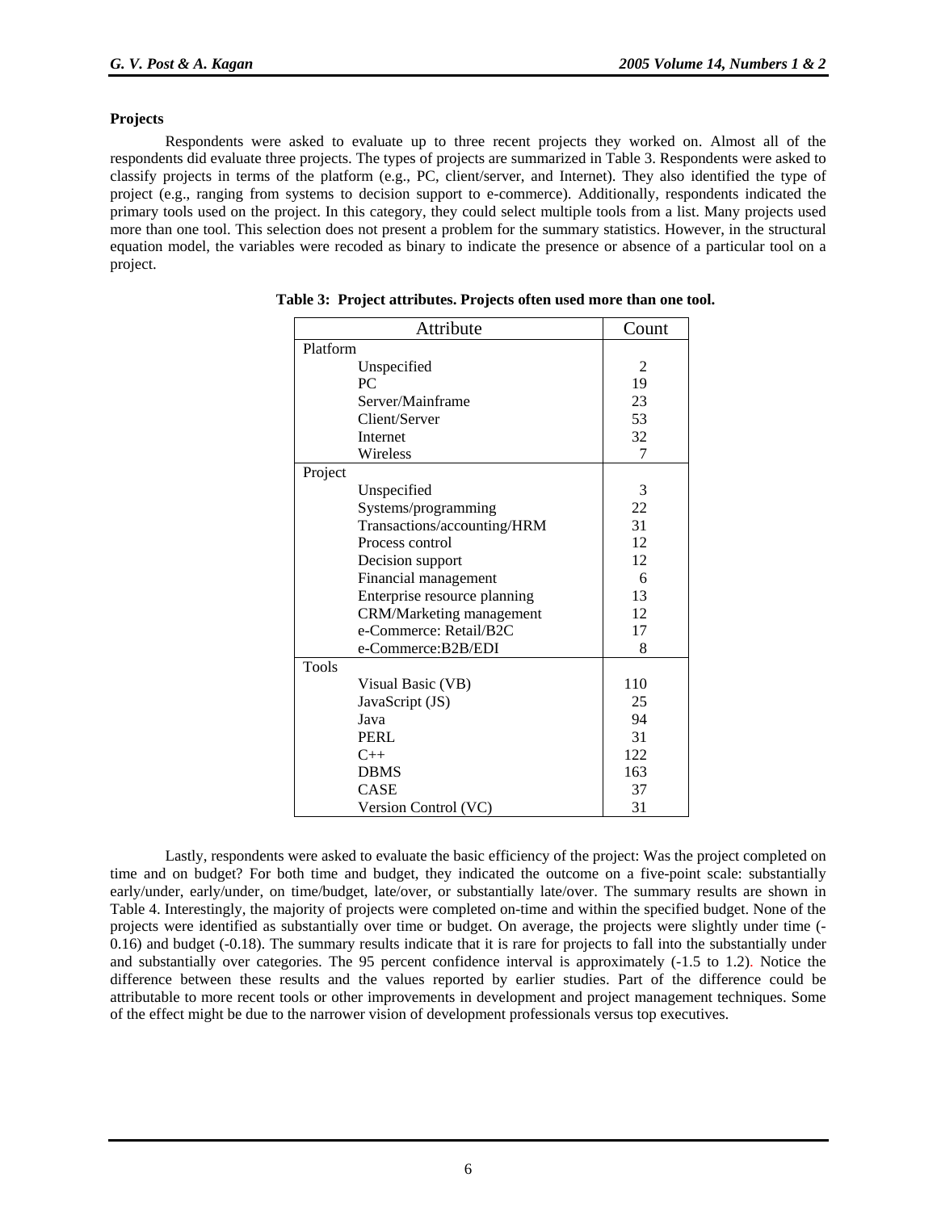**Projects**

Respondents were asked to evaluate up to three recent projects they worked on. Almost all of the respondents did evaluate three projects. The types of projects are summarized in Table 3. Respondents were asked to classify projects in terms of the platform (e.g., PC, client/server, and Internet). They also identified the type of project (e.g., ranging from systems to decision support to e-commerce). Additionally, respondents indicated the primary tools used on the project. In this category, they could select multiple tools from a list. Many projects used more than one tool. This selection does not present a problem for the summary statistics. However, in the structural equation model, the variables were recoded as binary to indicate the presence or absence of a particular tool on a project.

**Table 3: Project attributes. Projects often used more than one tool.**

| Attribute | Count |
|---|---|
| Platform | |
| Unspecified | 2 |
| PC | 19 |
| Server/Mainframe | 23 |
| Client/Server | 53 |
| Internet | 32 |
| Wireless | 7 |
| Project | |
| Unspecified | 3 |
| Systems/programming | 22 |
| Transactions/accounting/HRM | 31 |
| Process control | 12 |
| Decision support | 12 |
| Financial management | 6 |
| Enterprise resource planning | 13 |
| CRM/Marketing management | 12 |
| e-Commerce: Retail/B2C | 17 |
| e-Commerce:B2B/EDI | 8 |
| Tools | |
| Visual Basic (VB) | 110 |
| JavaScript (JS) | 25 |
| Java | 94 |
| PERL | 31 |
| C++ | 122 |
| DBMS | 163 |
| CASE | 37 |
| Version Control (VC) | 31 |

Lastly, respondents were asked to evaluate the basic efficiency of the project: Was the project completed on time and on budget? For both time and budget, they indicated the outcome on a five-point scale: substantially early/under, early/under, on time/budget, late/over, or substantially late/over. The summary results are shown in Table 4. Interestingly, the majority of projects were completed on-time and within the specified budget. None of the projects were identified as substantially over time or budget. On average, the projects were slightly under time (-0.16) and budget (-0.18). The summary results indicate that it is rare for projects to fall into the substantially under and substantially over categories. The 95 percent confidence interval is approximately (-1.5 to 1.2). Notice the difference between these results and the values reported by earlier studies. Part of the difference could be attributable to more recent tools or other improvements in development and project management techniques. Some of the effect might be due to the narrower vision of development professionals versus top executives.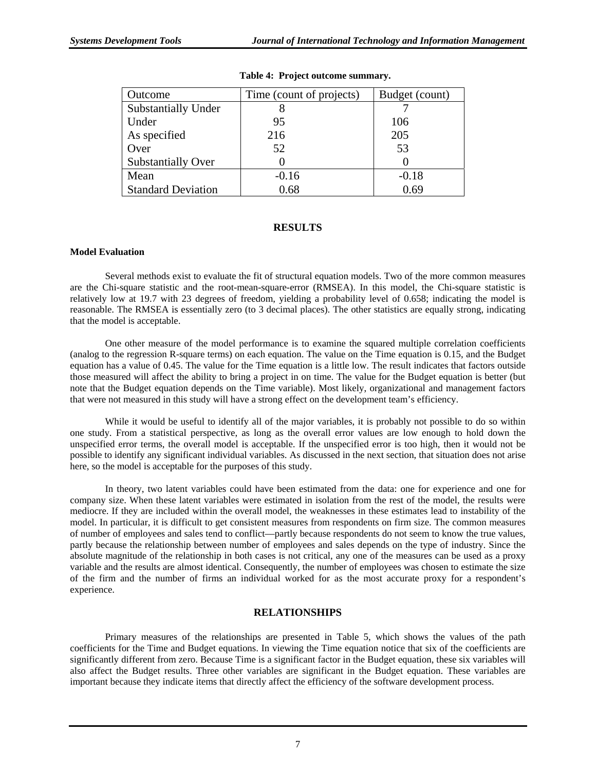**Table 4: Project outcome summary.**

| Outcome | Time (count of projects) | Budget (count) |
|---|---|---|
| Substantially Under | 8 | 7 |
| Under | 95 | 106 |
| As specified | 216 | 205 |
| Over | 52 | 53 |
| Substantially Over | 0 | 0 |
| Mean | -0.16 | -0.18 |
| Standard Deviation | 0.68 | 0.69 |

## RESULTS

### Model Evaluation

Several methods exist to evaluate the fit of structural equation models. Two of the more common measures are the Chi-square statistic and the root-mean-square-error (RMSEA). In this model, the Chi-square statistic is relatively low at 19.7 with 23 degrees of freedom, yielding a probability level of 0.658; indicating the model is reasonable. The RMSEA is essentially zero (to 3 decimal places). The other statistics are equally strong, indicating that the model is acceptable.

One other measure of the model performance is to examine the squared multiple correlation coefficients (analog to the regression R-square terms) on each equation. The value on the Time equation is 0.15, and the Budget equation has a value of 0.45. The value for the Time equation is a little low. The result indicates that factors outside those measured will affect the ability to bring a project in on time. The value for the Budget equation is better (but note that the Budget equation depends on the Time variable). Most likely, organizational and management factors that were not measured in this study will have a strong effect on the development team's efficiency.

While it would be useful to identify all of the major variables, it is probably not possible to do so within one study. From a statistical perspective, as long as the overall error values are low enough to hold down the unspecified error terms, the overall model is acceptable. If the unspecified error is too high, then it would not be possible to identify any significant individual variables. As discussed in the next section, that situation does not arise here, so the model is acceptable for the purposes of this study.

In theory, two latent variables could have been estimated from the data: one for experience and one for company size. When these latent variables were estimated in isolation from the rest of the model, the results were mediocre. If they are included within the overall model, the weaknesses in these estimates lead to instability of the model. In particular, it is difficult to get consistent measures from respondents on firm size. The common measures of number of employees and sales tend to conflict—partly because respondents do not seem to know the true values, partly because the relationship between number of employees and sales depends on the type of industry. Since the absolute magnitude of the relationship in both cases is not critical, any one of the measures can be used as a proxy variable and the results are almost identical. Consequently, the number of employees was chosen to estimate the size of the firm and the number of firms an individual worked for as the most accurate proxy for a respondent's experience.

## RELATIONSHIPS

Primary measures of the relationships are presented in Table 5, which shows the values of the path coefficients for the Time and Budget equations. In viewing the Time equation notice that six of the coefficients are significantly different from zero. Because Time is a significant factor in the Budget equation, these six variables will also affect the Budget results. Three other variables are significant in the Budget equation. These variables are important because they indicate items that directly affect the efficiency of the software development process.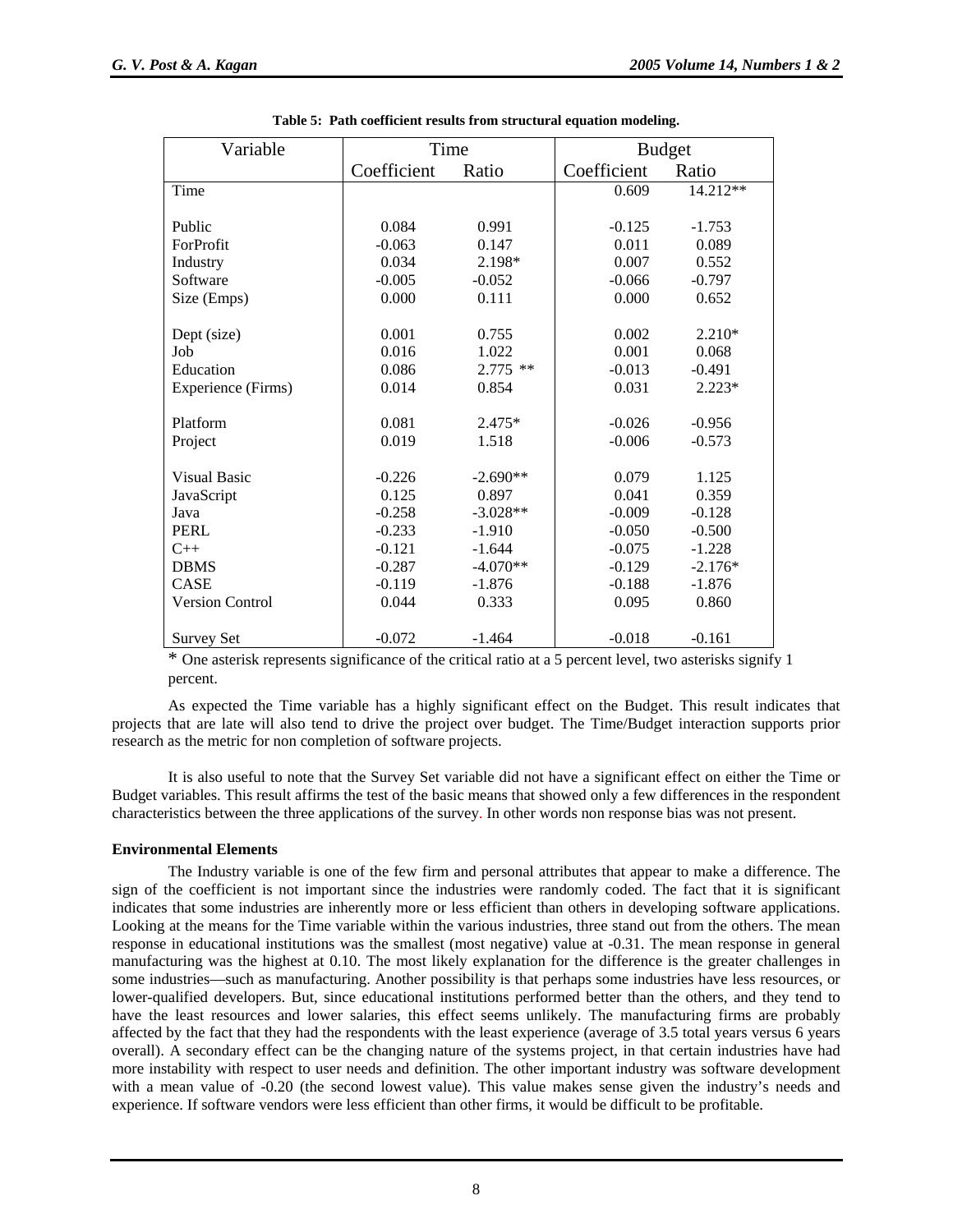**Table 5: Path coefficient results from structural equation modeling.**

| Variable | Time | | Budget | |
|---|---|---|---|---|
| | Coefficient | Ratio | Coefficient | Ratio |
| Time | | | 0.609 | 14.212** |
| Public | 0.084 | 0.991 | -0.125 | -1.753 |
| ForProfit | -0.063 | 0.147 | 0.011 | 0.089 |
| Industry | 0.034 | 2.198* | 0.007 | 0.552 |
| Software | -0.005 | -0.052 | -0.066 | -0.797 |
| Size (Emps) | 0.000 | 0.111 | 0.000 | 0.652 |
| Dept (size) | 0.001 | 0.755 | 0.002 | 2.210* |
| Job | 0.016 | 1.022 | 0.001 | 0.068 |
| Education | 0.086 | 2.775 ** | -0.013 | -0.491 |
| Experience (Firms) | 0.014 | 0.854 | 0.031 | 2.223* |
| Platform | 0.081 | 2.475* | -0.026 | -0.956 |
| Project | 0.019 | 1.518 | -0.006 | -0.573 |
| Visual Basic | -0.226 | -2.690** | 0.079 | 1.125 |
| JavaScript | 0.125 | 0.897 | 0.041 | 0.359 |
| Java | -0.258 | -3.028** | -0.009 | -0.128 |
| PERL | -0.233 | -1.910 | -0.050 | -0.500 |
| C++ | -0.121 | -1.644 | -0.075 | -1.228 |
| DBMS | -0.287 | -4.070** | -0.129 | -2.176* |
| CASE | -0.119 | -1.876 | -0.188 | -1.876 |
| Version Control | 0.044 | 0.333 | 0.095 | 0.860 |
| Survey Set | -0.072 | -1.464 | -0.018 | -0.161 |

* One asterisk represents significance of the critical ratio at a 5 percent level, two asterisks signify 1 percent.

As expected the Time variable has a highly significant effect on the Budget. This result indicates that projects that are late will also tend to drive the project over budget. The Time/Budget interaction supports prior research as the metric for non completion of software projects.

It is also useful to note that the Survey Set variable did not have a significant effect on either the Time or Budget variables. This result affirms the test of the basic means that showed only a few differences in the respondent characteristics between the three applications of the survey. In other words non response bias was not present.

**Environmental Elements**

The Industry variable is one of the few firm and personal attributes that appear to make a difference. The sign of the coefficient is not important since the industries were randomly coded. The fact that it is significant indicates that some industries are inherently more or less efficient than others in developing software applications. Looking at the means for the Time variable within the various industries, three stand out from the others. The mean response in educational institutions was the smallest (most negative) value at -0.31. The mean response in general manufacturing was the highest at 0.10. The most likely explanation for the difference is the greater challenges in some industries—such as manufacturing. Another possibility is that perhaps some industries have less resources, or lower-qualified developers. But, since educational institutions performed better than the others, and they tend to have the least resources and lower salaries, this effect seems unlikely. The manufacturing firms are probably affected by the fact that they had the respondents with the least experience (average of 3.5 total years versus 6 years overall). A secondary effect can be the changing nature of the systems project, in that certain industries have had more instability with respect to user needs and definition. The other important industry was software development with a mean value of -0.20 (the second lowest value). This value makes sense given the industry's needs and experience. If software vendors were less efficient than other firms, it would be difficult to be profitable.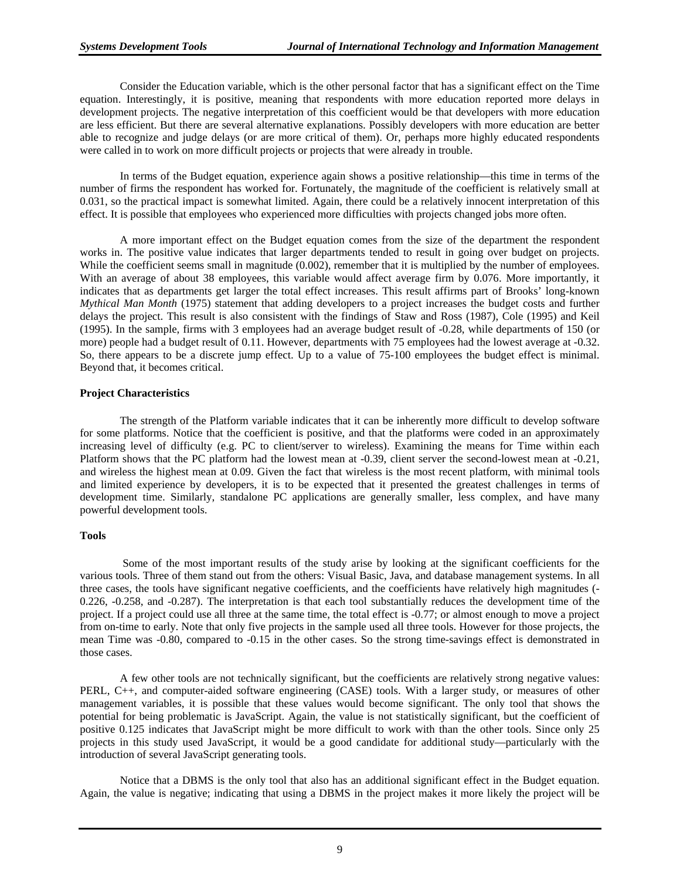Consider the Education variable, which is the other personal factor that has a significant effect on the Time equation. Interestingly, it is positive, meaning that respondents with more education reported more delays in development projects. The negative interpretation of this coefficient would be that developers with more education are less efficient. But there are several alternative explanations. Possibly developers with more education are better able to recognize and judge delays (or are more critical of them). Or, perhaps more highly educated respondents were called in to work on more difficult projects or projects that were already in trouble.

In terms of the Budget equation, experience again shows a positive relationship—this time in terms of the number of firms the respondent has worked for. Fortunately, the magnitude of the coefficient is relatively small at 0.031, so the practical impact is somewhat limited. Again, there could be a relatively innocent interpretation of this effect. It is possible that employees who experienced more difficulties with projects changed jobs more often.

A more important effect on the Budget equation comes from the size of the department the respondent works in. The positive value indicates that larger departments tended to result in going over budget on projects. While the coefficient seems small in magnitude (0.002), remember that it is multiplied by the number of employees. With an average of about 38 employees, this variable would affect average firm by 0.076. More importantly, it indicates that as departments get larger the total effect increases. This result affirms part of Brooks' long-known *Mythical Man Month* (1975) statement that adding developers to a project increases the budget costs and further delays the project. This result is also consistent with the findings of Staw and Ross (1987), Cole (1995) and Keil (1995). In the sample, firms with 3 employees had an average budget result of -0.28, while departments of 150 (or more) people had a budget result of 0.11. However, departments with 75 employees had the lowest average at -0.32. So, there appears to be a discrete jump effect. Up to a value of 75-100 employees the budget effect is minimal. Beyond that, it becomes critical.

**Project Characteristics**

The strength of the Platform variable indicates that it can be inherently more difficult to develop software for some platforms. Notice that the coefficient is positive, and that the platforms were coded in an approximately increasing level of difficulty (e.g. PC to client/server to wireless). Examining the means for Time within each Platform shows that the PC platform had the lowest mean at -0.39, client server the second-lowest mean at -0.21, and wireless the highest mean at 0.09. Given the fact that wireless is the most recent platform, with minimal tools and limited experience by developers, it is to be expected that it presented the greatest challenges in terms of development time. Similarly, standalone PC applications are generally smaller, less complex, and have many powerful development tools.

**Tools**

Some of the most important results of the study arise by looking at the significant coefficients for the various tools. Three of them stand out from the others: Visual Basic, Java, and database management systems. In all three cases, the tools have significant negative coefficients, and the coefficients have relatively high magnitudes (-0.226, -0.258, and -0.287). The interpretation is that each tool substantially reduces the development time of the project. If a project could use all three at the same time, the total effect is -0.77; or almost enough to move a project from on-time to early. Note that only five projects in the sample used all three tools. However for those projects, the mean Time was -0.80, compared to -0.15 in the other cases. So the strong time-savings effect is demonstrated in those cases.

A few other tools are not technically significant, but the coefficients are relatively strong negative values: PERL, C++, and computer-aided software engineering (CASE) tools. With a larger study, or measures of other management variables, it is possible that these values would become significant. The only tool that shows the potential for being problematic is JavaScript. Again, the value is not statistically significant, but the coefficient of positive 0.125 indicates that JavaScript might be more difficult to work with than the other tools. Since only 25 projects in this study used JavaScript, it would be a good candidate for additional study—particularly with the introduction of several JavaScript generating tools.

Notice that a DBMS is the only tool that also has an additional significant effect in the Budget equation. Again, the value is negative; indicating that using a DBMS in the project makes it more likely the project will be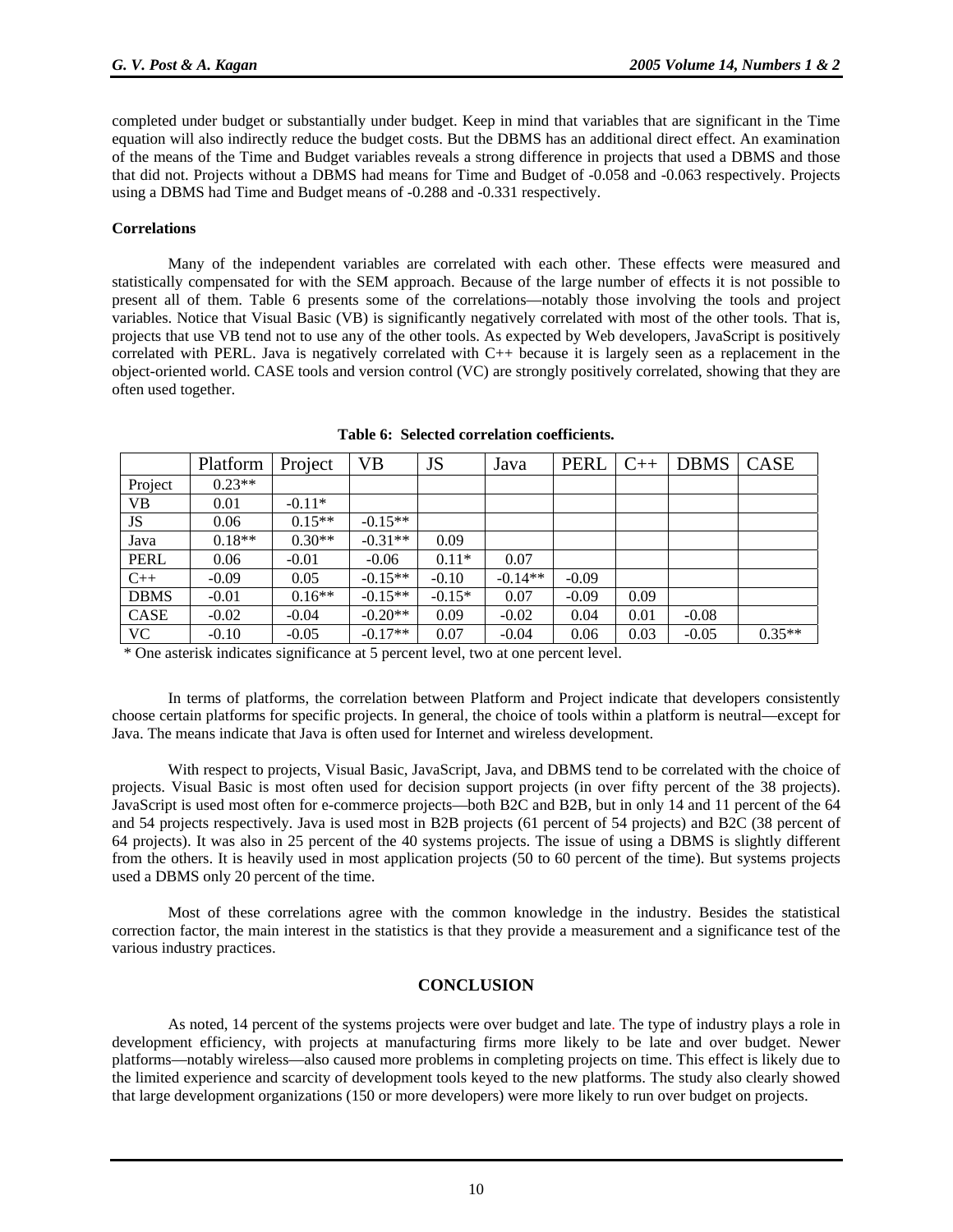completed under budget or substantially under budget. Keep in mind that variables that are significant in the Time equation will also indirectly reduce the budget costs. But the DBMS has an additional direct effect. An examination of the means of the Time and Budget variables reveals a strong difference in projects that used a DBMS and those that did not. Projects without a DBMS had means for Time and Budget of -0.058 and -0.063 respectively. Projects using a DBMS had Time and Budget means of -0.288 and -0.331 respectively.

**Correlations**

Many of the independent variables are correlated with each other. These effects were measured and statistically compensated for with the SEM approach. Because of the large number of effects it is not possible to present all of them. Table 6 presents some of the correlations—notably those involving the tools and project variables. Notice that Visual Basic (VB) is significantly negatively correlated with most of the other tools. That is, projects that use VB tend not to use any of the other tools. As expected by Web developers, JavaScript is positively correlated with PERL. Java is negatively correlated with C++ because it is largely seen as a replacement in the object-oriented world. CASE tools and version control (VC) are strongly positively correlated, showing that they are often used together.

**Table 6: Selected correlation coefficients.**

| | Platform | Project | VB | JS | Java | PERL | C++ | DBMS | CASE |
|---|---|---|---|---|---|---|---|---|---|
| Project | 0.23** | | | | | | | | |
| VB | 0.01 | -0.11* | | | | | | | |
| JS | 0.06 | 0.15** | -0.15** | | | | | | |
| Java | 0.18** | 0.30** | -0.31** | 0.09 | | | | | |
| PERL | 0.06 | -0.01 | -0.06 | 0.11* | 0.07 | | | | |
| C++ | -0.09 | 0.05 | -0.15** | -0.10 | -0.14** | -0.09 | | | |
| DBMS | -0.01 | 0.16** | -0.15** | -0.15* | 0.07 | -0.09 | 0.09 | | |
| CASE | -0.02 | -0.04 | -0.20** | 0.09 | -0.02 | 0.04 | 0.01 | -0.08 | |
| VC | -0.10 | -0.05 | -0.17** | 0.07 | -0.04 | 0.06 | 0.03 | -0.05 | 0.35** |

\* One asterisk indicates significance at 5 percent level, two at one percent level.

In terms of platforms, the correlation between Platform and Project indicate that developers consistently choose certain platforms for specific projects. In general, the choice of tools within a platform is neutral—except for Java. The means indicate that Java is often used for Internet and wireless development.

With respect to projects, Visual Basic, JavaScript, Java, and DBMS tend to be correlated with the choice of projects. Visual Basic is most often used for decision support projects (in over fifty percent of the 38 projects). JavaScript is used most often for e-commerce projects—both B2C and B2B, but in only 14 and 11 percent of the 64 and 54 projects respectively. Java is used most in B2B projects (61 percent of 54 projects) and B2C (38 percent of 64 projects). It was also in 25 percent of the 40 systems projects. The issue of using a DBMS is slightly different from the others. It is heavily used in most application projects (50 to 60 percent of the time). But systems projects used a DBMS only 20 percent of the time.

Most of these correlations agree with the common knowledge in the industry. Besides the statistical correction factor, the main interest in the statistics is that they provide a measurement and a significance test of the various industry practices.

## CONCLUSION

As noted, 14 percent of the systems projects were over budget and late. The type of industry plays a role in development efficiency, with projects at manufacturing firms more likely to be late and over budget. Newer platforms—notably wireless—also caused more problems in completing projects on time. This effect is likely due to the limited experience and scarcity of development tools keyed to the new platforms. The study also clearly showed that large development organizations (150 or more developers) were more likely to run over budget on projects.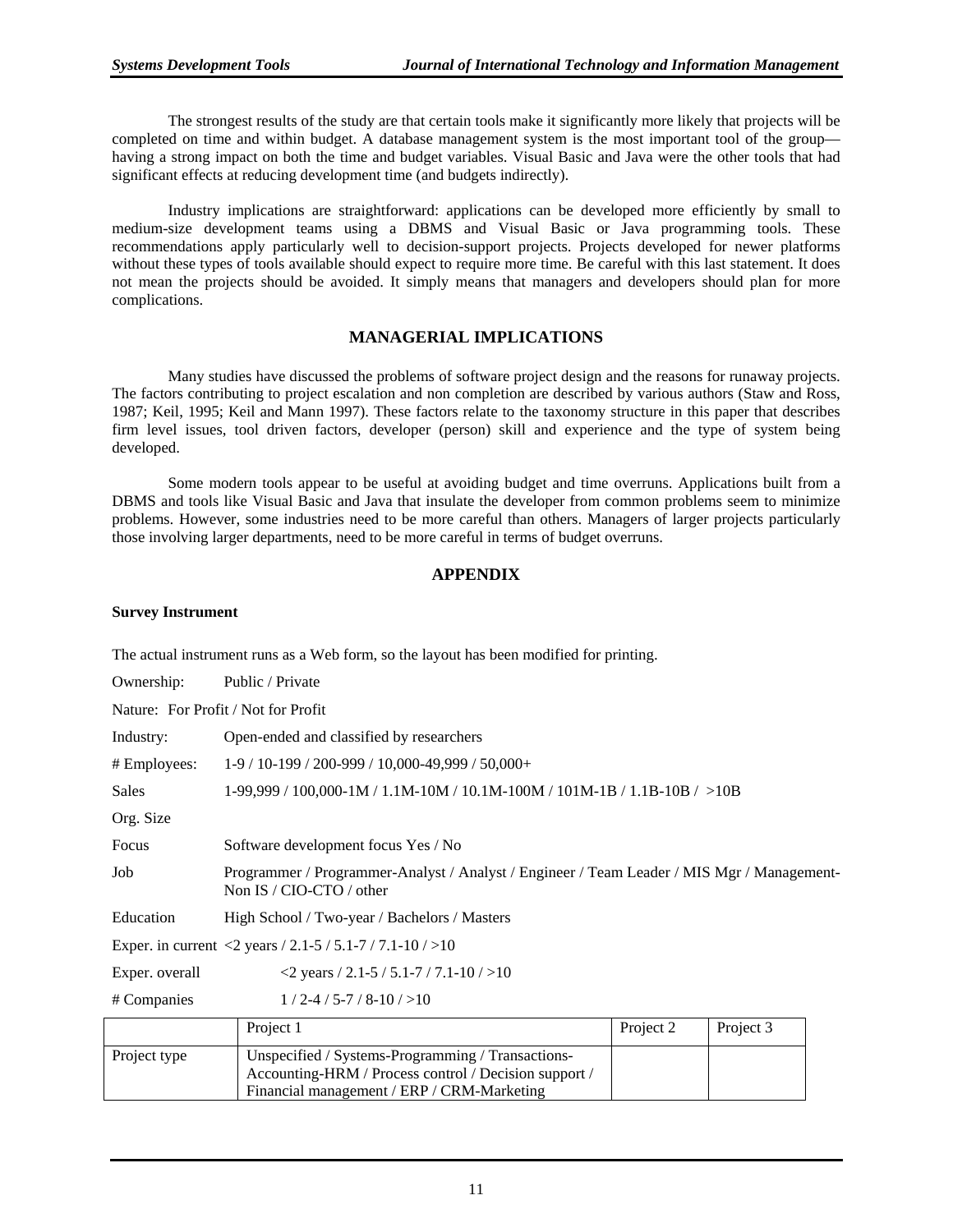The strongest results of the study are that certain tools make it significantly more likely that projects will be completed on time and within budget. A database management system is the most important tool of the group—having a strong impact on both the time and budget variables. Visual Basic and Java were the other tools that had significant effects at reducing development time (and budgets indirectly).

Industry implications are straightforward: applications can be developed more efficiently by small to medium-size development teams using a DBMS and Visual Basic or Java programming tools. These recommendations apply particularly well to decision-support projects. Projects developed for newer platforms without these types of tools available should expect to require more time. Be careful with this last statement. It does not mean the projects should be avoided. It simply means that managers and developers should plan for more complications.

## MANAGERIAL IMPLICATIONS

Many studies have discussed the problems of software project design and the reasons for runaway projects. The factors contributing to project escalation and non completion are described by various authors (Staw and Ross, 1987; Keil, 1995; Keil and Mann 1997). These factors relate to the taxonomy structure in this paper that describes firm level issues, tool driven factors, developer (person) skill and experience and the type of system being developed.

Some modern tools appear to be useful at avoiding budget and time overruns. Applications built from a DBMS and tools like Visual Basic and Java that insulate the developer from common problems seem to minimize problems. However, some industries need to be more careful than others. Managers of larger projects particularly those involving larger departments, need to be more careful in terms of budget overruns.

## APPENDIX

**Survey Instrument**

The actual instrument runs as a Web form, so the layout has been modified for printing.

Ownership: Public / Private

Nature: For Profit / Not for Profit

Industry: Open-ended and classified by researchers

\# Employees: 1-9 / 10-199 / 200-999 / 10,000-49,999 / 50,000+

Sales 1-99,999 / 100,000-1M / 1.1M-10M / 10.1M-100M / 101M-1B / 1.1B-10B / >10B

Org. Size

Focus Software development focus Yes / No

Job Programmer / Programmer-Analyst / Analyst / Engineer / Team Leader / MIS Mgr / Management-Non IS / CIO-CTO / other

Education High School / Two-year / Bachelors / Masters

Exper. in current <2 years / 2.1-5 / 5.1-7 / 7.1-10 / >10

Exper. overall <2 years / 2.1-5 / 5.1-7 / 7.1-10 / >10

\# Companies 1 / 2-4 / 5-7 / 8-10 / >10

| | Project 1 | Project 2 | Project 3 |
|---|---|---|---|
| Project type | Unspecified / Systems-Programming / Transactions-Accounting-HRM / Process control / Decision support / Financial management / ERP / CRM-Marketing | | |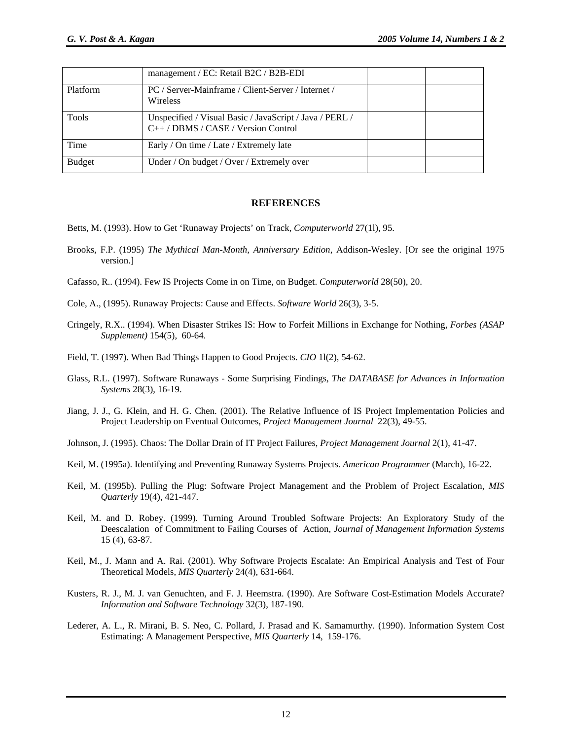|  | management / EC: Retail B2C / B2B-EDI |  |  |
| --- | --- | --- | --- |
| Platform | PC / Server-Mainframe / Client-Server / Internet / Wireless |  |  |
| Tools | Unspecified / Visual Basic / JavaScript / Java / PERL / C++ / DBMS / CASE / Version Control |  |  |
| Time | Early / On time / Late / Extremely late |  |  |
| Budget | Under / On budget / Over / Extremely over |  |  |

## REFERENCES

Betts, M. (1993). How to Get 'Runaway Projects' on Track, *Computerworld* 27(1l), 95.

Brooks, F.P. (1995) *The Mythical Man-Month, Anniversary Edition*, Addison-Wesley. [Or see the original 1975 version.]

Cafasso, R.. (1994). Few IS Projects Come in on Time, on Budget. *Computerworld* 28(50), 20.

Cole, A., (1995). Runaway Projects: Cause and Effects. *Software World* 26(3), 3-5.

Cringely, R.X.. (1994). When Disaster Strikes IS: How to Forfeit Millions in Exchange for Nothing, *Forbes (ASAP Supplement)* 154(5), 60-64.

Field, T. (1997). When Bad Things Happen to Good Projects. *CIO* 1l(2), 54-62.

Glass, R.L. (1997). Software Runaways - Some Surprising Findings, *The DATABASE for Advances in Information Systems* 28(3), 16-19.

Jiang, J. J., G. Klein, and H. G. Chen. (2001). The Relative Influence of IS Project Implementation Policies and Project Leadership on Eventual Outcomes, *Project Management Journal* 22(3), 49-55.

Johnson, J. (1995). Chaos: The Dollar Drain of IT Project Failures, *Project Management Journal* 2(1), 41-47.

Keil, M. (1995a). Identifying and Preventing Runaway Systems Projects. *American Programmer* (March), 16-22.

Keil, M. (1995b). Pulling the Plug: Software Project Management and the Problem of Project Escalation, *MIS Quarterly* 19(4), 421-447.

Keil, M. and D. Robey. (1999). Turning Around Troubled Software Projects: An Exploratory Study of the Deescalation of Commitment to Failing Courses of Action, *Journal of Management Information Systems* 15 (4), 63-87.

Keil, M., J. Mann and A. Rai. (2001). Why Software Projects Escalate: An Empirical Analysis and Test of Four Theoretical Models, *MIS Quarterly* 24(4), 631-664.

Kusters, R. J., M. J. van Genuchten, and F. J. Heemstra. (1990). Are Software Cost-Estimation Models Accurate? *Information and Software Technology* 32(3), 187-190.

Lederer, A. L., R. Mirani, B. S. Neo, C. Pollard, J. Prasad and K. Samamurthy. (1990). Information System Cost Estimating: A Management Perspective, *MIS Quarterly* 14, 159-176.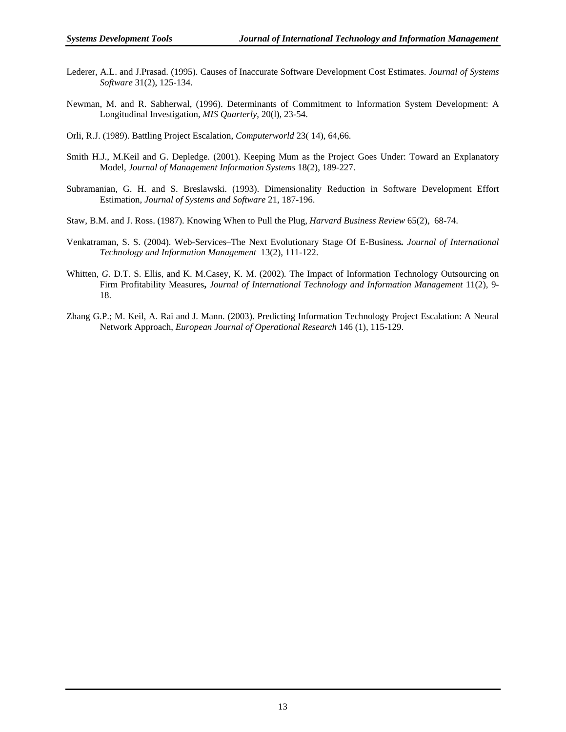Lederer, A.L. and J.Prasad. (1995). Causes of Inaccurate Software Development Cost Estimates. *Journal of Systems Software* 31(2), 125-134.

Newman, M. and R. Sabherwal, (1996). Determinants of Commitment to Information System Development: A Longitudinal Investigation, *MIS Quarterly*, 20(l), 23-54.

Orli, R.J. (1989). Battling Project Escalation, *Computerworld* 23( 14), 64,66.

Smith H.J., M.Keil and G. Depledge. (2001). Keeping Mum as the Project Goes Under: Toward an Explanatory Model, *Journal of Management Information Systems* 18(2), 189-227.

Subramanian, G. H. and S. Breslawski. (1993). Dimensionality Reduction in Software Development Effort Estimation, *Journal of Systems and Software* 21, 187-196.

Staw, B.M. and J. Ross. (1987). Knowing When to Pull the Plug, *Harvard Business Review* 65(2), 68-74.

Venkatraman, S. S. (2004). Web-Services–The Next Evolutionary Stage Of E-Business**.** *Journal of International Technology and Information Management* 13(2), 111-122.

Whitten, *G.* D.T. S. Ellis, and K. M.Casey, K. M. (2002)*.* The Impact of Information Technology Outsourcing on Firm Profitability Measures**,** *Journal of International Technology and Information Management* 11(2), 9-18.

Zhang G.P.; M. Keil, A. Rai and J. Mann. (2003). Predicting Information Technology Project Escalation: A Neural Network Approach, *European Journal of Operational Research* 146 (1), 115-129.